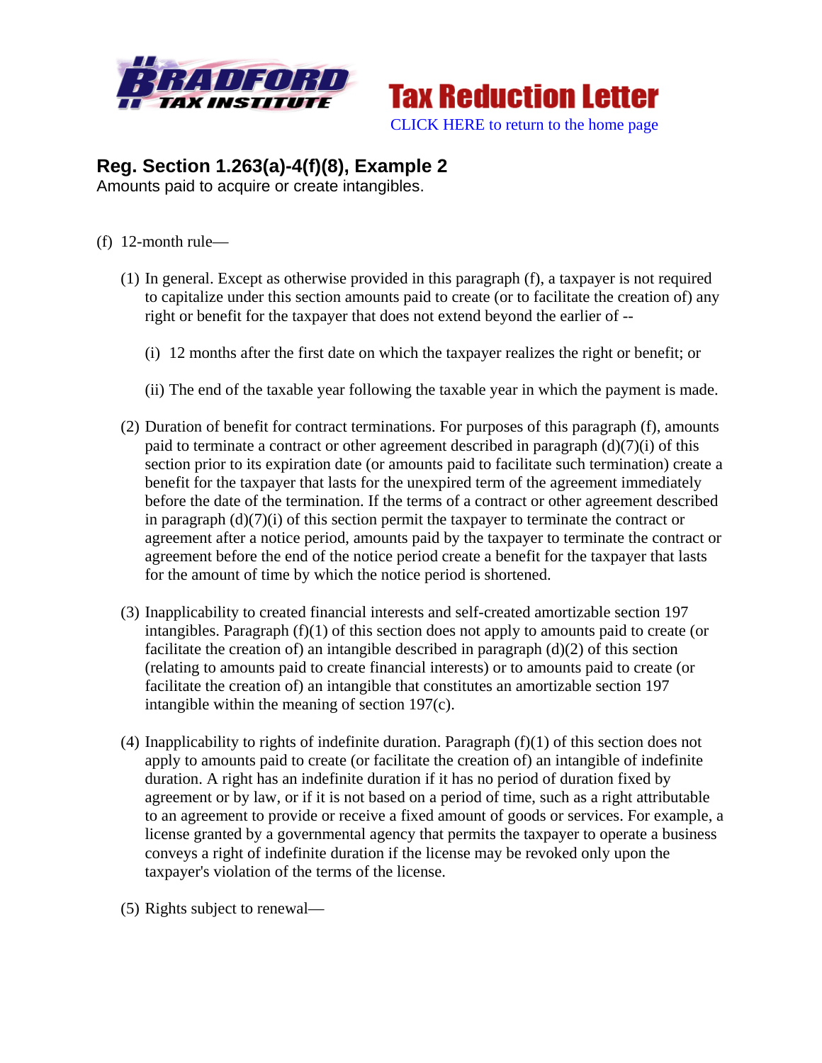Tax Reduction Letter

CLICK HERE to return to the home page

## Reg. Section 1.263(a)-4(f)(8), Example 2

Amounts paid to acquire or create intangibles.

(f) 12-month rule—

(1) In general. Except as otherwise provided in this paragraph (f), a taxpayer is not required to capitalize under this section amounts paid to create (or to facilitate the creation of) any right or benefit for the taxpayer that does not extend beyond the earlier of --

(i) 12 months after the first date on which the taxpayer realizes the right or benefit; or

(ii) The end of the taxable year following the taxable year in which the payment is made.

(2) Duration of benefit for contract terminations. For purposes of this paragraph (f), amounts paid to terminate a contract or other agreement described in paragraph (d)(7)(i) of this section prior to its expiration date (or amounts paid to facilitate such termination) create a benefit for the taxpayer that lasts for the unexpired term of the agreement immediately before the date of the termination. If the terms of a contract or other agreement described in paragraph (d)(7)(i) of this section permit the taxpayer to terminate the contract or agreement after a notice period, amounts paid by the taxpayer to terminate the contract or agreement before the end of the notice period create a benefit for the taxpayer that lasts for the amount of time by which the notice period is shortened.

(3) Inapplicability to created financial interests and self-created amortizable section 197 intangibles. Paragraph (f)(1) of this section does not apply to amounts paid to create (or facilitate the creation of) an intangible described in paragraph (d)(2) of this section (relating to amounts paid to create financial interests) or to amounts paid to create (or facilitate the creation of) an intangible that constitutes an amortizable section 197 intangible within the meaning of section 197(c).

(4) Inapplicability to rights of indefinite duration. Paragraph (f)(1) of this section does not apply to amounts paid to create (or facilitate the creation of) an intangible of indefinite duration. A right has an indefinite duration if it has no period of duration fixed by agreement or by law, or if it is not based on a period of time, such as a right attributable to an agreement to provide or receive a fixed amount of goods or services. For example, a license granted by a governmental agency that permits the taxpayer to operate a business conveys a right of indefinite duration if the license may be revoked only upon the taxpayer's violation of the terms of the license.

(5) Rights subject to renewal—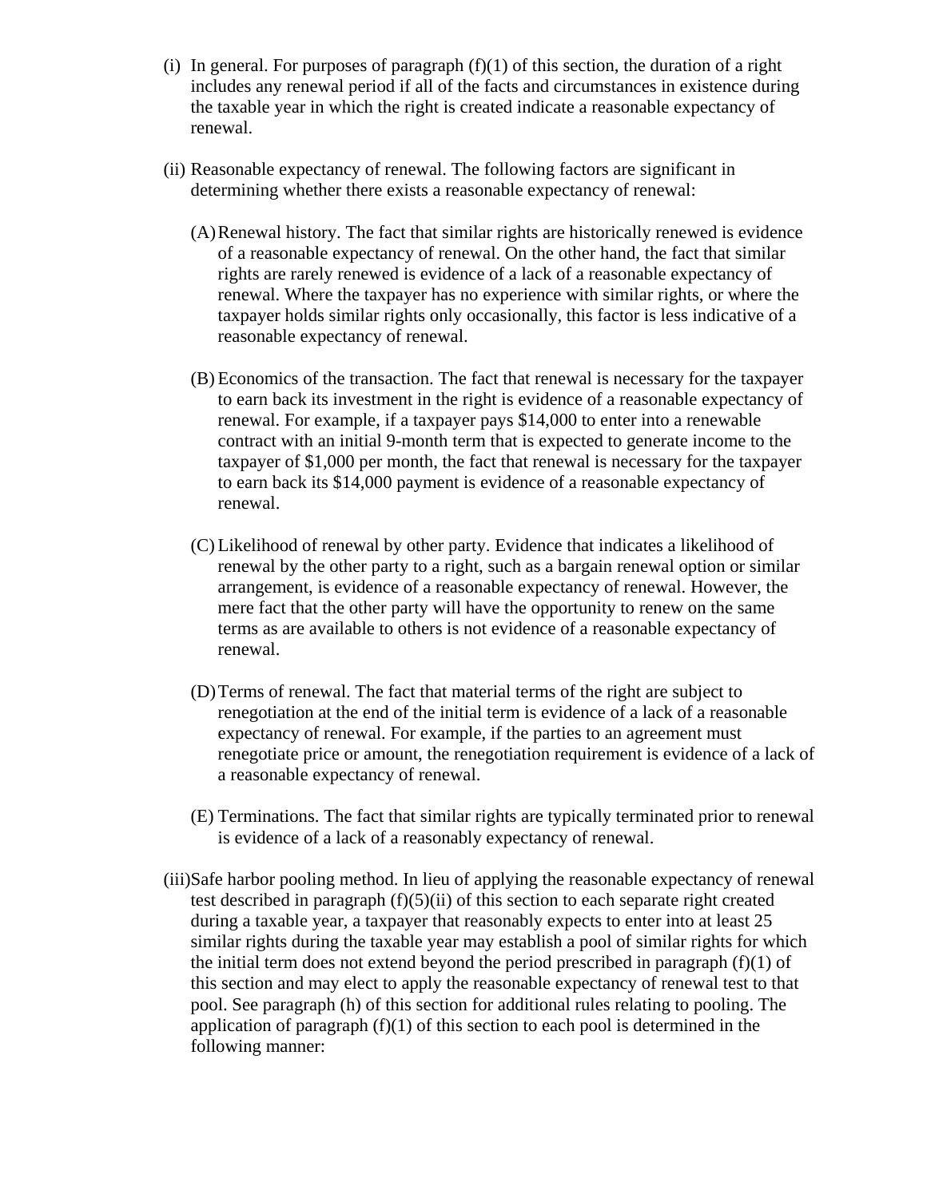(i) In general. For purposes of paragraph (f)(1) of this section, the duration of a right includes any renewal period if all of the facts and circumstances in existence during the taxable year in which the right is created indicate a reasonable expectancy of renewal.

(ii) Reasonable expectancy of renewal. The following factors are significant in determining whether there exists a reasonable expectancy of renewal:

(A) Renewal history. The fact that similar rights are historically renewed is evidence of a reasonable expectancy of renewal. On the other hand, the fact that similar rights are rarely renewed is evidence of a lack of a reasonable expectancy of renewal. Where the taxpayer has no experience with similar rights, or where the taxpayer holds similar rights only occasionally, this factor is less indicative of a reasonable expectancy of renewal.

(B) Economics of the transaction. The fact that renewal is necessary for the taxpayer to earn back its investment in the right is evidence of a reasonable expectancy of renewal. For example, if a taxpayer pays $14,000 to enter into a renewable contract with an initial 9-month term that is expected to generate income to the taxpayer of $1,000 per month, the fact that renewal is necessary for the taxpayer to earn back its $14,000 payment is evidence of a reasonable expectancy of renewal.

(C) Likelihood of renewal by other party. Evidence that indicates a likelihood of renewal by the other party to a right, such as a bargain renewal option or similar arrangement, is evidence of a reasonable expectancy of renewal. However, the mere fact that the other party will have the opportunity to renew on the same terms as are available to others is not evidence of a reasonable expectancy of renewal.

(D) Terms of renewal. The fact that material terms of the right are subject to renegotiation at the end of the initial term is evidence of a lack of a reasonable expectancy of renewal. For example, if the parties to an agreement must renegotiate price or amount, the renegotiation requirement is evidence of a lack of a reasonable expectancy of renewal.

(E) Terminations. The fact that similar rights are typically terminated prior to renewal is evidence of a lack of a reasonably expectancy of renewal.

(iii) Safe harbor pooling method. In lieu of applying the reasonable expectancy of renewal test described in paragraph (f)(5)(ii) of this section to each separate right created during a taxable year, a taxpayer that reasonably expects to enter into at least 25 similar rights during the taxable year may establish a pool of similar rights for which the initial term does not extend beyond the period prescribed in paragraph (f)(1) of this section and may elect to apply the reasonable expectancy of renewal test to that pool. See paragraph (h) of this section for additional rules relating to pooling. The application of paragraph (f)(1) of this section to each pool is determined in the following manner: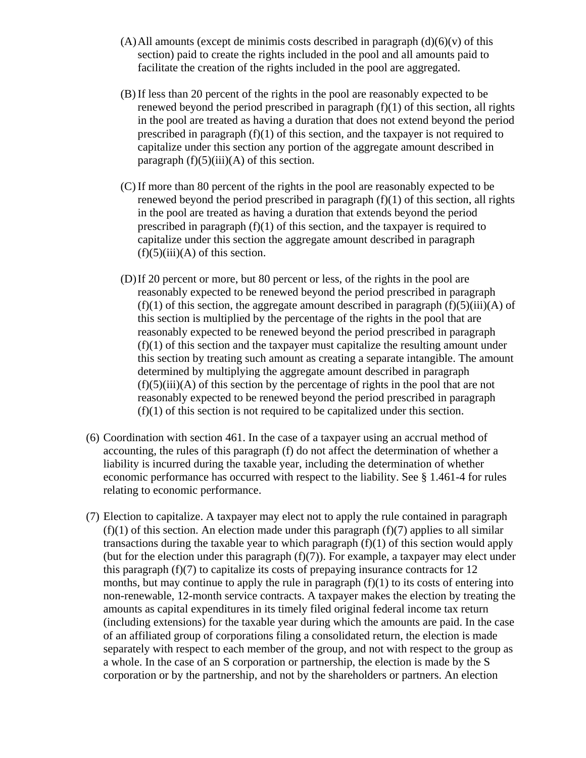(A) All amounts (except de minimis costs described in paragraph (d)(6)(v) of this section) paid to create the rights included in the pool and all amounts paid to facilitate the creation of the rights included in the pool are aggregated.

(B) If less than 20 percent of the rights in the pool are reasonably expected to be renewed beyond the period prescribed in paragraph (f)(1) of this section, all rights in the pool are treated as having a duration that does not extend beyond the period prescribed in paragraph (f)(1) of this section, and the taxpayer is not required to capitalize under this section any portion of the aggregate amount described in paragraph (f)(5)(iii)(A) of this section.

(C) If more than 80 percent of the rights in the pool are reasonably expected to be renewed beyond the period prescribed in paragraph (f)(1) of this section, all rights in the pool are treated as having a duration that extends beyond the period prescribed in paragraph (f)(1) of this section, and the taxpayer is required to capitalize under this section the aggregate amount described in paragraph (f)(5)(iii)(A) of this section.

(D) If 20 percent or more, but 80 percent or less, of the rights in the pool are reasonably expected to be renewed beyond the period prescribed in paragraph (f)(1) of this section, the aggregate amount described in paragraph (f)(5)(iii)(A) of this section is multiplied by the percentage of the rights in the pool that are reasonably expected to be renewed beyond the period prescribed in paragraph (f)(1) of this section and the taxpayer must capitalize the resulting amount under this section by treating such amount as creating a separate intangible. The amount determined by multiplying the aggregate amount described in paragraph (f)(5)(iii)(A) of this section by the percentage of rights in the pool that are not reasonably expected to be renewed beyond the period prescribed in paragraph (f)(1) of this section is not required to be capitalized under this section.

(6) Coordination with section 461. In the case of a taxpayer using an accrual method of accounting, the rules of this paragraph (f) do not affect the determination of whether a liability is incurred during the taxable year, including the determination of whether economic performance has occurred with respect to the liability. See § 1.461-4 for rules relating to economic performance.

(7) Election to capitalize. A taxpayer may elect not to apply the rule contained in paragraph (f)(1) of this section. An election made under this paragraph (f)(7) applies to all similar transactions during the taxable year to which paragraph (f)(1) of this section would apply (but for the election under this paragraph (f)(7)). For example, a taxpayer may elect under this paragraph (f)(7) to capitalize its costs of prepaying insurance contracts for 12 months, but may continue to apply the rule in paragraph (f)(1) to its costs of entering into non-renewable, 12-month service contracts. A taxpayer makes the election by treating the amounts as capital expenditures in its timely filed original federal income tax return (including extensions) for the taxable year during which the amounts are paid. In the case of an affiliated group of corporations filing a consolidated return, the election is made separately with respect to each member of the group, and not with respect to the group as a whole. In the case of an S corporation or partnership, the election is made by the S corporation or by the partnership, and not by the shareholders or partners. An election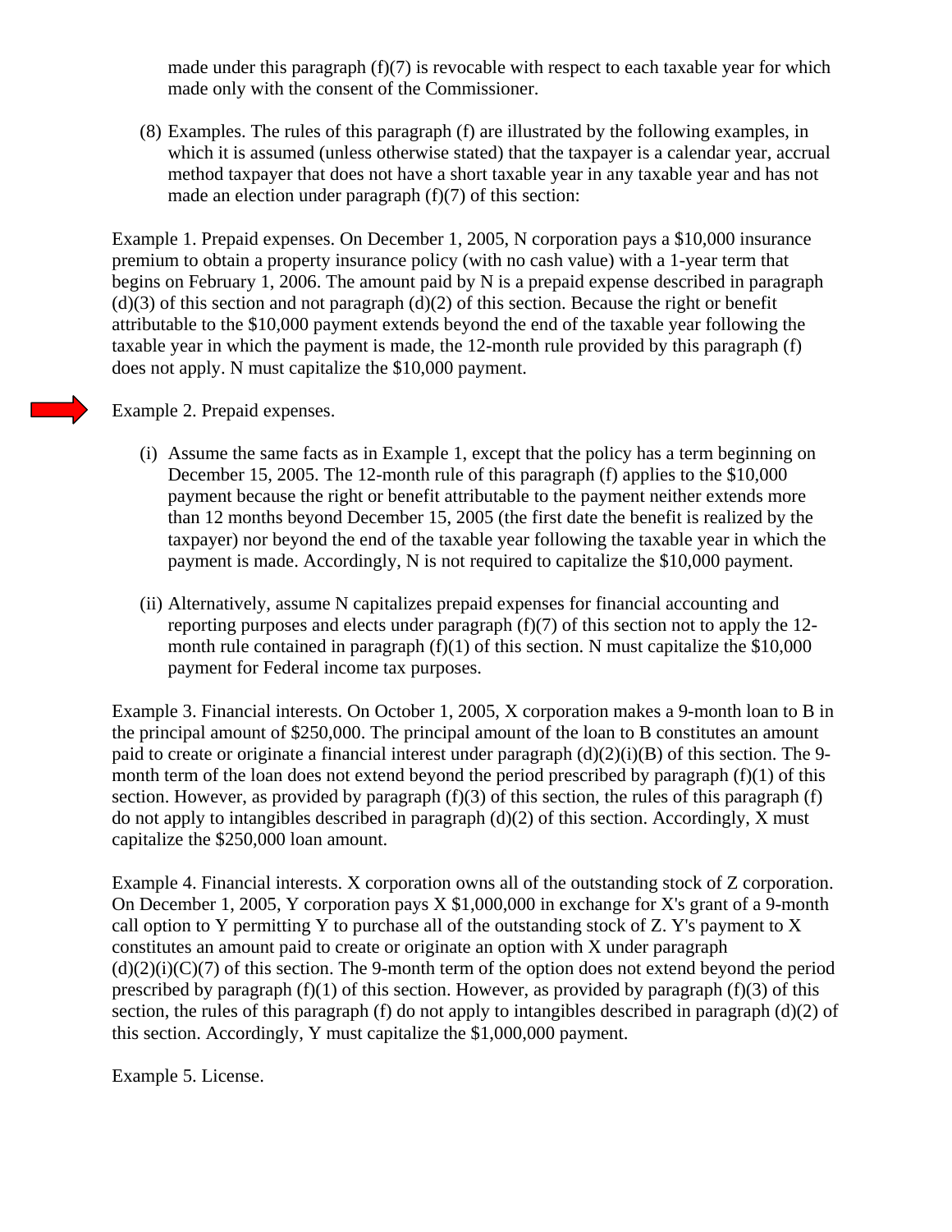made under this paragraph (f)(7) is revocable with respect to each taxable year for which made only with the consent of the Commissioner.

(8) Examples. The rules of this paragraph (f) are illustrated by the following examples, in which it is assumed (unless otherwise stated) that the taxpayer is a calendar year, accrual method taxpayer that does not have a short taxable year in any taxable year and has not made an election under paragraph (f)(7) of this section:

Example 1. Prepaid expenses. On December 1, 2005, N corporation pays a $10,000 insurance premium to obtain a property insurance policy (with no cash value) with a 1-year term that begins on February 1, 2006. The amount paid by N is a prepaid expense described in paragraph (d)(3) of this section and not paragraph (d)(2) of this section. Because the right or benefit attributable to the $10,000 payment extends beyond the end of the taxable year following the taxable year in which the payment is made, the 12-month rule provided by this paragraph (f) does not apply. N must capitalize the $10,000 payment.

Example 2. Prepaid expenses.

(i) Assume the same facts as in Example 1, except that the policy has a term beginning on December 15, 2005. The 12-month rule of this paragraph (f) applies to the $10,000 payment because the right or benefit attributable to the payment neither extends more than 12 months beyond December 15, 2005 (the first date the benefit is realized by the taxpayer) nor beyond the end of the taxable year following the taxable year in which the payment is made. Accordingly, N is not required to capitalize the $10,000 payment.

(ii) Alternatively, assume N capitalizes prepaid expenses for financial accounting and reporting purposes and elects under paragraph (f)(7) of this section not to apply the 12-month rule contained in paragraph (f)(1) of this section. N must capitalize the $10,000 payment for Federal income tax purposes.

Example 3. Financial interests. On October 1, 2005, X corporation makes a 9-month loan to B in the principal amount of $250,000. The principal amount of the loan to B constitutes an amount paid to create or originate a financial interest under paragraph (d)(2)(i)(B) of this section. The 9-month term of the loan does not extend beyond the period prescribed by paragraph (f)(1) of this section. However, as provided by paragraph (f)(3) of this section, the rules of this paragraph (f) do not apply to intangibles described in paragraph (d)(2) of this section. Accordingly, X must capitalize the $250,000 loan amount.

Example 4. Financial interests. X corporation owns all of the outstanding stock of Z corporation. On December 1, 2005, Y corporation pays X $1,000,000 in exchange for X's grant of a 9-month call option to Y permitting Y to purchase all of the outstanding stock of Z. Y's payment to X constitutes an amount paid to create or originate an option with X under paragraph (d)(2)(i)(C)(7) of this section. The 9-month term of the option does not extend beyond the period prescribed by paragraph (f)(1) of this section. However, as provided by paragraph (f)(3) of this section, the rules of this paragraph (f) do not apply to intangibles described in paragraph (d)(2) of this section. Accordingly, Y must capitalize the $1,000,000 payment.

Example 5. License.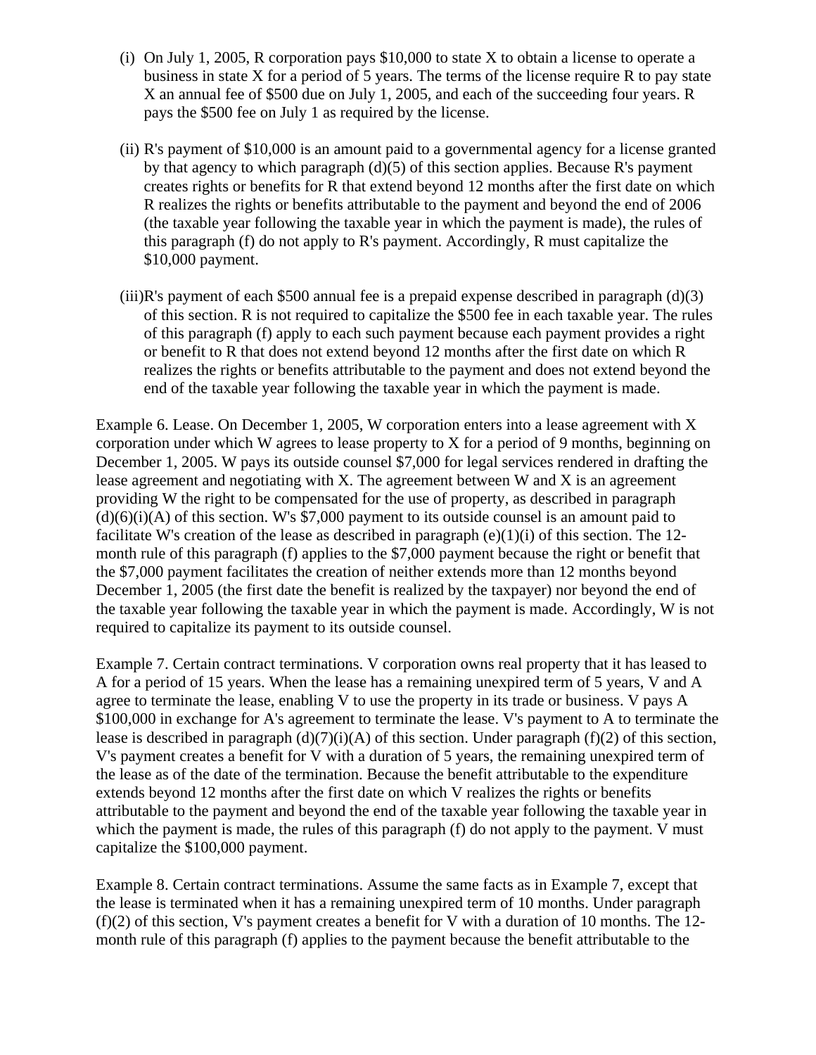(i) On July 1, 2005, R corporation pays $10,000 to state X to obtain a license to operate a business in state X for a period of 5 years. The terms of the license require R to pay state X an annual fee of $500 due on July 1, 2005, and each of the succeeding four years. R pays the $500 fee on July 1 as required by the license.

(ii) R's payment of $10,000 is an amount paid to a governmental agency for a license granted by that agency to which paragraph (d)(5) of this section applies. Because R's payment creates rights or benefits for R that extend beyond 12 months after the first date on which R realizes the rights or benefits attributable to the payment and beyond the end of 2006 (the taxable year following the taxable year in which the payment is made), the rules of this paragraph (f) do not apply to R's payment. Accordingly, R must capitalize the $10,000 payment.

(iii) R's payment of each $500 annual fee is a prepaid expense described in paragraph (d)(3) of this section. R is not required to capitalize the $500 fee in each taxable year. The rules of this paragraph (f) apply to each such payment because each payment provides a right or benefit to R that does not extend beyond 12 months after the first date on which R realizes the rights or benefits attributable to the payment and does not extend beyond the end of the taxable year following the taxable year in which the payment is made.

Example 6. Lease. On December 1, 2005, W corporation enters into a lease agreement with X corporation under which W agrees to lease property to X for a period of 9 months, beginning on December 1, 2005. W pays its outside counsel $7,000 for legal services rendered in drafting the lease agreement and negotiating with X. The agreement between W and X is an agreement providing W the right to be compensated for the use of property, as described in paragraph (d)(6)(i)(A) of this section. W's $7,000 payment to its outside counsel is an amount paid to facilitate W's creation of the lease as described in paragraph (e)(1)(i) of this section. The 12-month rule of this paragraph (f) applies to the $7,000 payment because the right or benefit that the $7,000 payment facilitates the creation of neither extends more than 12 months beyond December 1, 2005 (the first date the benefit is realized by the taxpayer) nor beyond the end of the taxable year following the taxable year in which the payment is made. Accordingly, W is not required to capitalize its payment to its outside counsel.

Example 7. Certain contract terminations. V corporation owns real property that it has leased to A for a period of 15 years. When the lease has a remaining unexpired term of 5 years, V and A agree to terminate the lease, enabling V to use the property in its trade or business. V pays A $100,000 in exchange for A's agreement to terminate the lease. V's payment to A to terminate the lease is described in paragraph (d)(7)(i)(A) of this section. Under paragraph (f)(2) of this section, V's payment creates a benefit for V with a duration of 5 years, the remaining unexpired term of the lease as of the date of the termination. Because the benefit attributable to the expenditure extends beyond 12 months after the first date on which V realizes the rights or benefits attributable to the payment and beyond the end of the taxable year following the taxable year in which the payment is made, the rules of this paragraph (f) do not apply to the payment. V must capitalize the $100,000 payment.

Example 8. Certain contract terminations. Assume the same facts as in Example 7, except that the lease is terminated when it has a remaining unexpired term of 10 months. Under paragraph (f)(2) of this section, V's payment creates a benefit for V with a duration of 10 months. The 12-month rule of this paragraph (f) applies to the payment because the benefit attributable to the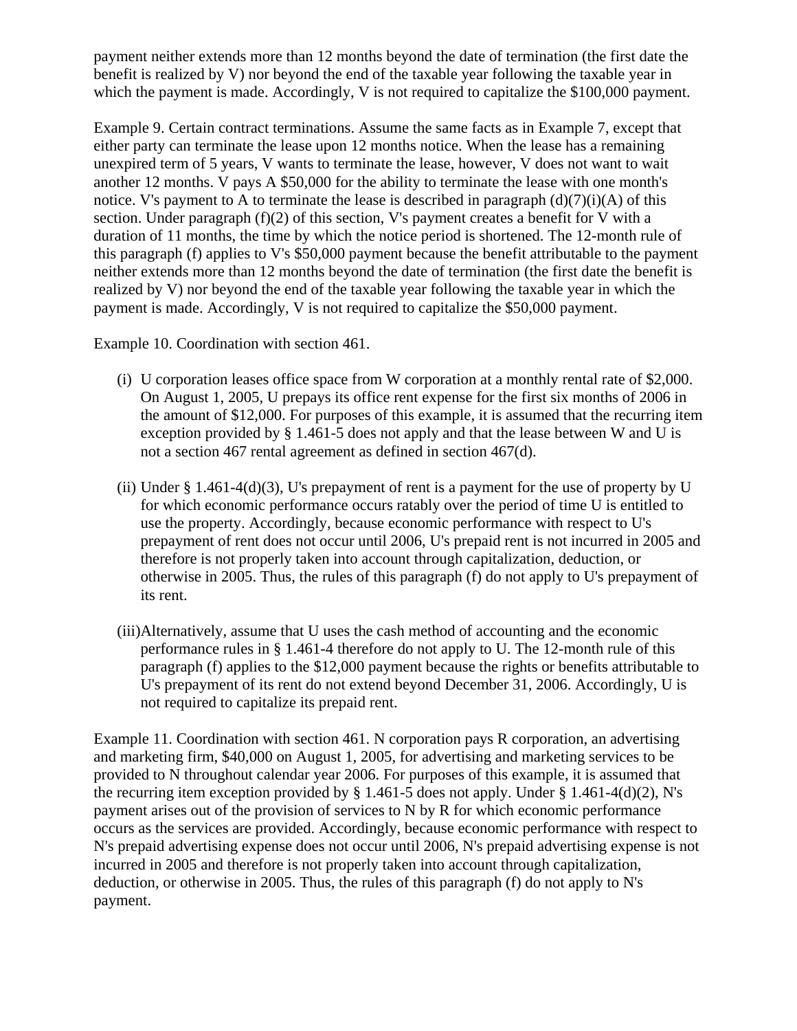payment neither extends more than 12 months beyond the date of termination (the first date the benefit is realized by V) nor beyond the end of the taxable year following the taxable year in which the payment is made. Accordingly, V is not required to capitalize the $100,000 payment.

Example 9. Certain contract terminations. Assume the same facts as in Example 7, except that either party can terminate the lease upon 12 months notice. When the lease has a remaining unexpired term of 5 years, V wants to terminate the lease, however, V does not want to wait another 12 months. V pays A $50,000 for the ability to terminate the lease with one month's notice. V's payment to A to terminate the lease is described in paragraph (d)(7)(i)(A) of this section. Under paragraph (f)(2) of this section, V's payment creates a benefit for V with a duration of 11 months, the time by which the notice period is shortened. The 12-month rule of this paragraph (f) applies to V's $50,000 payment because the benefit attributable to the payment neither extends more than 12 months beyond the date of termination (the first date the benefit is realized by V) nor beyond the end of the taxable year following the taxable year in which the payment is made. Accordingly, V is not required to capitalize the $50,000 payment.

Example 10. Coordination with section 461.

(i) U corporation leases office space from W corporation at a monthly rental rate of $2,000. On August 1, 2005, U prepays its office rent expense for the first six months of 2006 in the amount of $12,000. For purposes of this example, it is assumed that the recurring item exception provided by § 1.461-5 does not apply and that the lease between W and U is not a section 467 rental agreement as defined in section 467(d).

(ii) Under § 1.461-4(d)(3), U's prepayment of rent is a payment for the use of property by U for which economic performance occurs ratably over the period of time U is entitled to use the property. Accordingly, because economic performance with respect to U's prepayment of rent does not occur until 2006, U's prepaid rent is not incurred in 2005 and therefore is not properly taken into account through capitalization, deduction, or otherwise in 2005. Thus, the rules of this paragraph (f) do not apply to U's prepayment of its rent.

(iii) Alternatively, assume that U uses the cash method of accounting and the economic performance rules in § 1.461-4 therefore do not apply to U. The 12-month rule of this paragraph (f) applies to the $12,000 payment because the rights or benefits attributable to U's prepayment of its rent do not extend beyond December 31, 2006. Accordingly, U is not required to capitalize its prepaid rent.

Example 11. Coordination with section 461. N corporation pays R corporation, an advertising and marketing firm, $40,000 on August 1, 2005, for advertising and marketing services to be provided to N throughout calendar year 2006. For purposes of this example, it is assumed that the recurring item exception provided by § 1.461-5 does not apply. Under § 1.461-4(d)(2), N's payment arises out of the provision of services to N by R for which economic performance occurs as the services are provided. Accordingly, because economic performance with respect to N's prepaid advertising expense does not occur until 2006, N's prepaid advertising expense is not incurred in 2005 and therefore is not properly taken into account through capitalization, deduction, or otherwise in 2005. Thus, the rules of this paragraph (f) do not apply to N's payment.